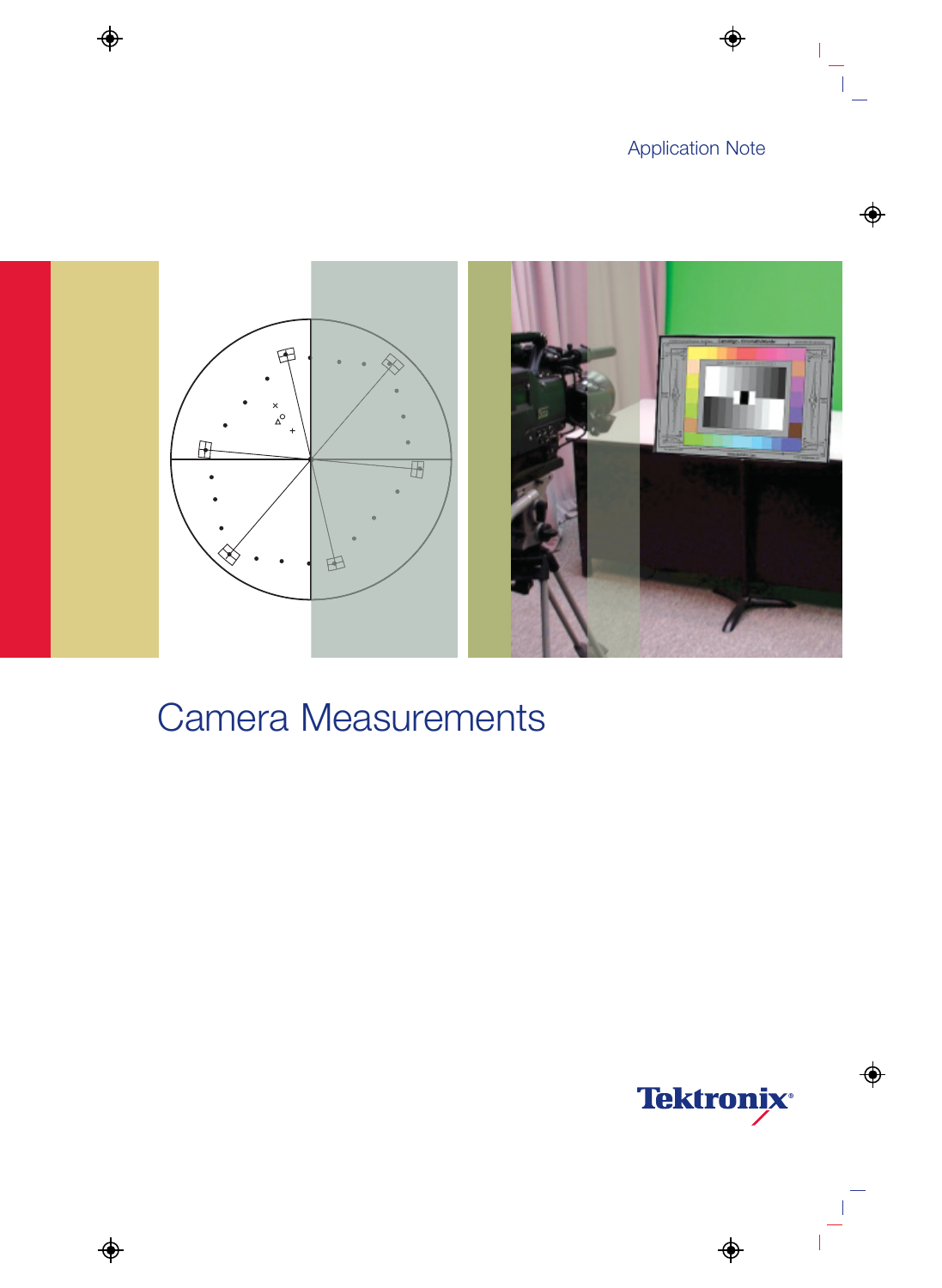Application Note

# Camera Measurements

Tektronix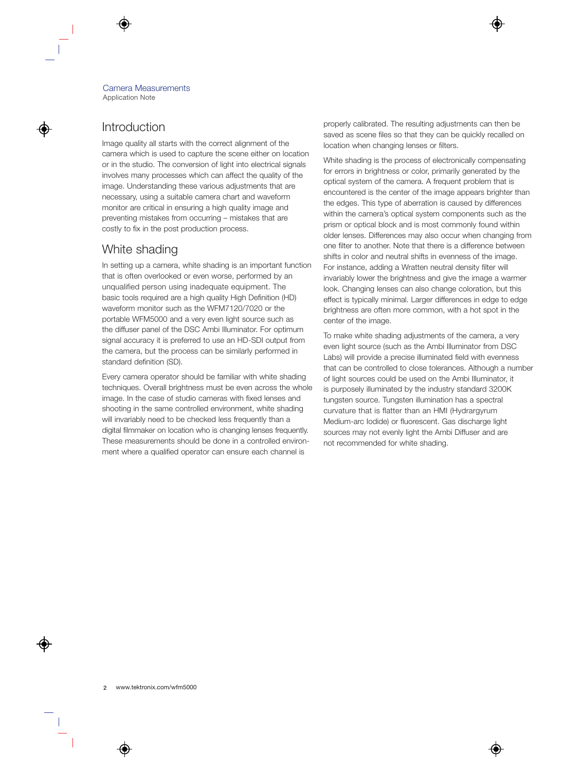## Introduction

Image quality all starts with the correct alignment of the camera which is used to capture the scene either on location or in the studio. The conversion of light into electrical signals involves many processes which can affect the quality of the image. Understanding these various adjustments that are necessary, using a suitable camera chart and waveform monitor are critical in ensuring a high quality image and preventing mistakes from occurring – mistakes that are costly to fix in the post production process.

## White shading

In setting up a camera, white shading is an important function that is often overlooked or even worse, performed by an unqualified person using inadequate equipment. The basic tools required are a high quality High Definition (HD) waveform monitor such as the WFM7120/7020 or the portable WFM5000 and a very even light source such as the diffuser panel of the DSC Ambi Illuminator. For optimum signal accuracy it is preferred to use an HD-SDI output from the camera, but the process can be similarly performed in standard definition (SD).

Every camera operator should be familiar with white shading techniques. Overall brightness must be even across the whole image. In the case of studio cameras with fixed lenses and shooting in the same controlled environment, white shading will invariably need to be checked less frequently than a digital filmmaker on location who is changing lenses frequently. These measurements should be done in a controlled environment where a qualified operator can ensure each channel is properly calibrated. The resulting adjustments can then be saved as scene files so that they can be quickly recalled on location when changing lenses or filters.

White shading is the process of electronically compensating for errors in brightness or color, primarily generated by the optical system of the camera. A frequent problem that is encountered is the center of the image appears brighter than the edges. This type of aberration is caused by differences within the camera's optical system components such as the prism or optical block and is most commonly found within older lenses. Differences may also occur when changing from one filter to another. Note that there is a difference between shifts in color and neutral shifts in evenness of the image. For instance, adding a Wratten neutral density filter will invariably lower the brightness and give the image a warmer look. Changing lenses can also change coloration, but this effect is typically minimal. Larger differences in edge to edge brightness are often more common, with a hot spot in the center of the image.

To make white shading adjustments of the camera, a very even light source (such as the Ambi Illuminator from DSC Labs) will provide a precise illuminated field with evenness that can be controlled to close tolerances. Although a number of light sources could be used on the Ambi Illuminator, it is purposely illuminated by the industry standard 3200K tungsten source. Tungsten illumination has a spectral curvature that is flatter than an HMI (Hydrargyrum Medium-arc Iodide) or fluorescent. Gas discharge light sources may not evenly light the Ambi Diffuser and are not recommended for white shading.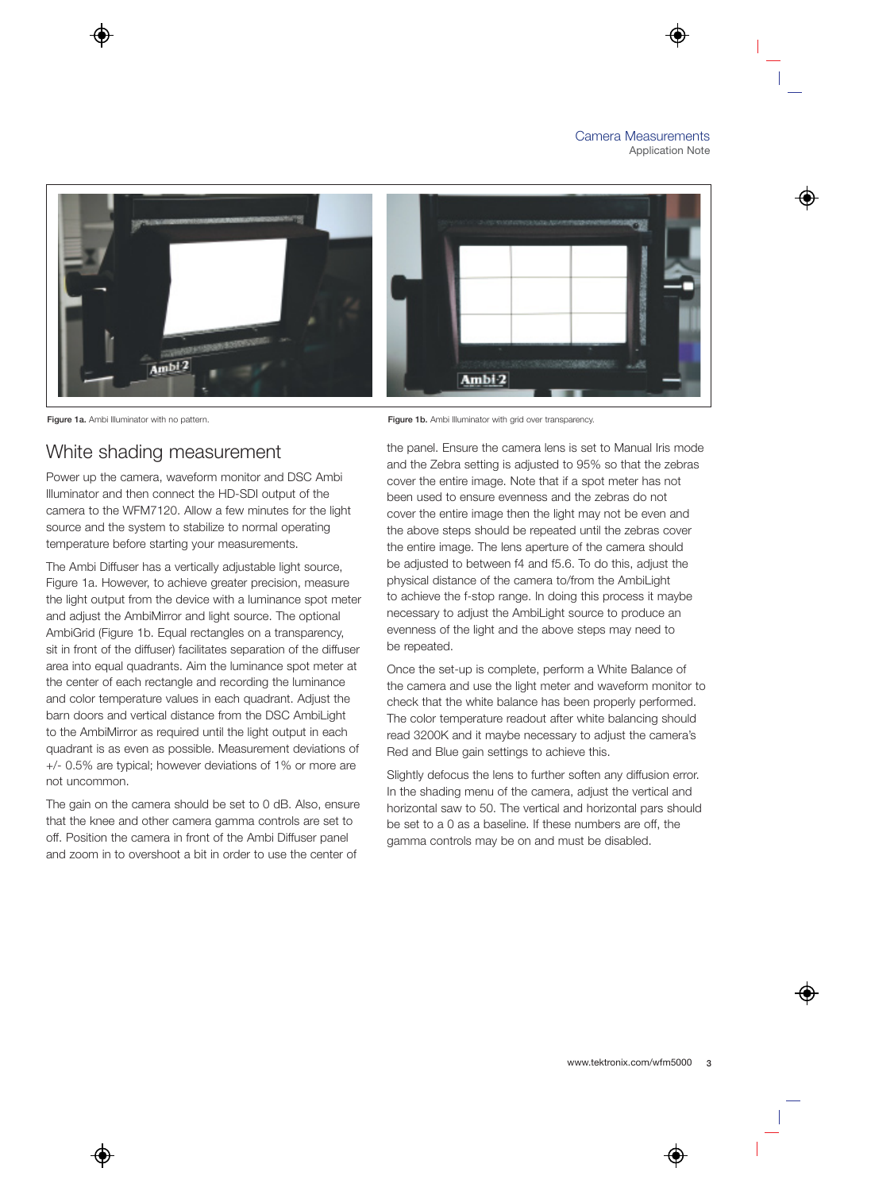Figure 1a. Ambi Illuminator with no pattern.

Figure 1b. Ambi Illuminator with grid over transparency.

## White shading measurement

Power up the camera, waveform monitor and DSC Ambi Illuminator and then connect the HD-SDI output of the camera to the WFM7120. Allow a few minutes for the light source and the system to stabilize to normal operating temperature before starting your measurements.

The Ambi Diffuser has a vertically adjustable light source, Figure 1a. However, to achieve greater precision, measure the light output from the device with a luminance spot meter and adjust the AmbiMirror and light source. The optional AmbiGrid (Figure 1b. Equal rectangles on a transparency, sit in front of the diffuser) facilitates separation of the diffuser area into equal quadrants. Aim the luminance spot meter at the center of each rectangle and recording the luminance and color temperature values in each quadrant. Adjust the barn doors and vertical distance from the DSC AmbiLight to the AmbiMirror as required until the light output in each quadrant is as even as possible. Measurement deviations of +/- 0.5% are typical; however deviations of 1% or more are not uncommon.

The gain on the camera should be set to 0 dB. Also, ensure that the knee and other camera gamma controls are set to off. Position the camera in front of the Ambi Diffuser panel and zoom in to overshoot a bit in order to use the center of the panel. Ensure the camera lens is set to Manual Iris mode and the Zebra setting is adjusted to 95% so that the zebras cover the entire image. Note that if a spot meter has not been used to ensure evenness and the zebras do not cover the entire image then the light may not be even and the above steps should be repeated until the zebras cover the entire image. The lens aperture of the camera should be adjusted to between f4 and f5.6. To do this, adjust the physical distance of the camera to/from the AmbiLight to achieve the f-stop range. In doing this process it maybe necessary to adjust the AmbiLight source to produce an evenness of the light and the above steps may need to be repeated.

Once the set-up is complete, perform a White Balance of the camera and use the light meter and waveform monitor to check that the white balance has been properly performed. The color temperature readout after white balancing should read 3200K and it maybe necessary to adjust the camera's Red and Blue gain settings to achieve this.

Slightly defocus the lens to further soften any diffusion error. In the shading menu of the camera, adjust the vertical and horizontal saw to 50. The vertical and horizontal pars should be set to a 0 as a baseline. If these numbers are off, the gamma controls may be on and must be disabled.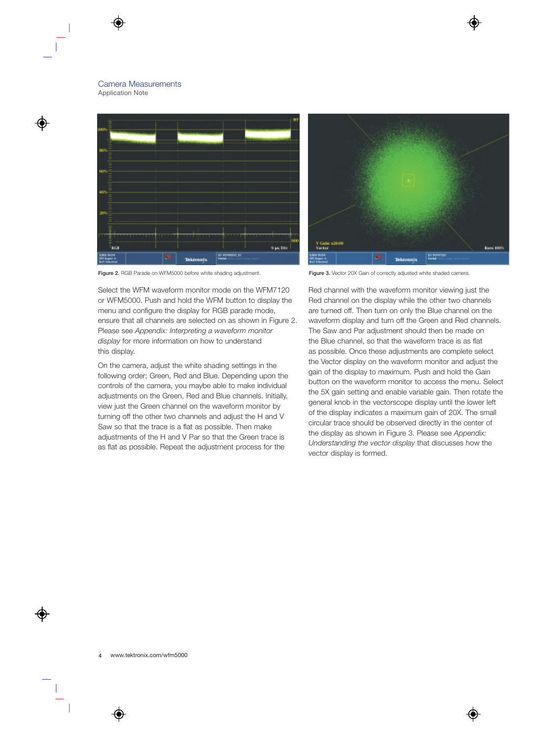Figure 2. RGB Parade on WFM5000 before white shading adjustment.

Figure 3. Vector 20X Gain of correctly adjusted white shaded camera.

Select the WFM waveform monitor mode on the WFM7120 or WFM5000. Push and hold the WFM button to display the menu and configure the display for RGB parade mode, ensure that all channels are selected on as shown in Figure 2. Please see *Appendix: Interpreting a waveform monitor display* for more information on how to understand this display.

On the camera, adjust the white shading settings in the following order; Green, Red and Blue. Depending upon the controls of the camera, you maybe able to make individual adjustments on the Green, Red and Blue channels. Initially, view just the Green channel on the waveform monitor by turning off the other two channels and adjust the H and V Saw so that the trace is a flat as possible. Then make adjustments of the H and V Par so that the Green trace is as flat as possible. Repeat the adjustment process for the Red channel with the waveform monitor viewing just the Red channel on the display while the other two channels are turned off. Then turn on only the Blue channel on the waveform display and turn off the Green and Red channels. The Saw and Par adjustment should then be made on the Blue channel, so that the waveform trace is as flat as possible. Once these adjustments are complete select the Vector display on the waveform monitor and adjust the gain of the display to maximum. Push and hold the Gain button on the waveform monitor to access the menu. Select the 5X gain setting and enable variable gain. Then rotate the general knob in the vectorscope display until the lower left of the display indicates a maximum gain of 20X. The small circular trace should be observed directly in the center of the display as shown in Figure 3. Please see *Appendix: Understanding the vector display* that discusses how the vector display is formed.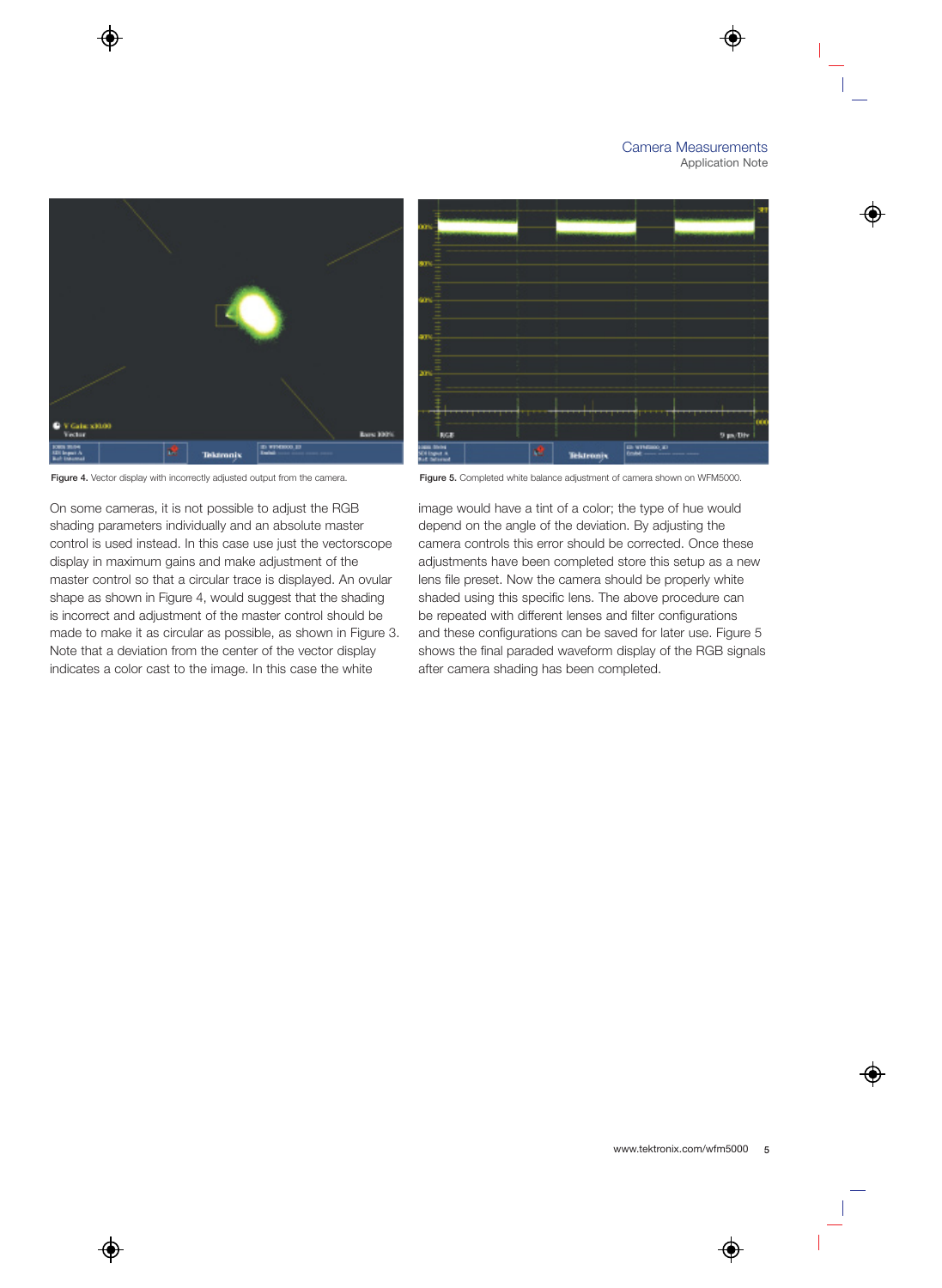Figure 4. Vector display with incorrectly adjusted output from the camera.

Figure 5. Completed white balance adjustment of camera shown on WFM5000.

On some cameras, it is not possible to adjust the RGB shading parameters individually and an absolute master control is used instead. In this case use just the vectorscope display in maximum gains and make adjustment of the master control so that a circular trace is displayed. An ovular shape as shown in Figure 4, would suggest that the shading is incorrect and adjustment of the master control should be made to make it as circular as possible, as shown in Figure 3. Note that a deviation from the center of the vector display indicates a color cast to the image. In this case the white image would have a tint of a color; the type of hue would depend on the angle of the deviation. By adjusting the camera controls this error should be corrected. Once these adjustments have been completed store this setup as a new lens file preset. Now the camera should be properly white shaded using this specific lens. The above procedure can be repeated with different lenses and filter configurations and these configurations can be saved for later use. Figure 5 shows the final paraded waveform display of the RGB signals after camera shading has been completed.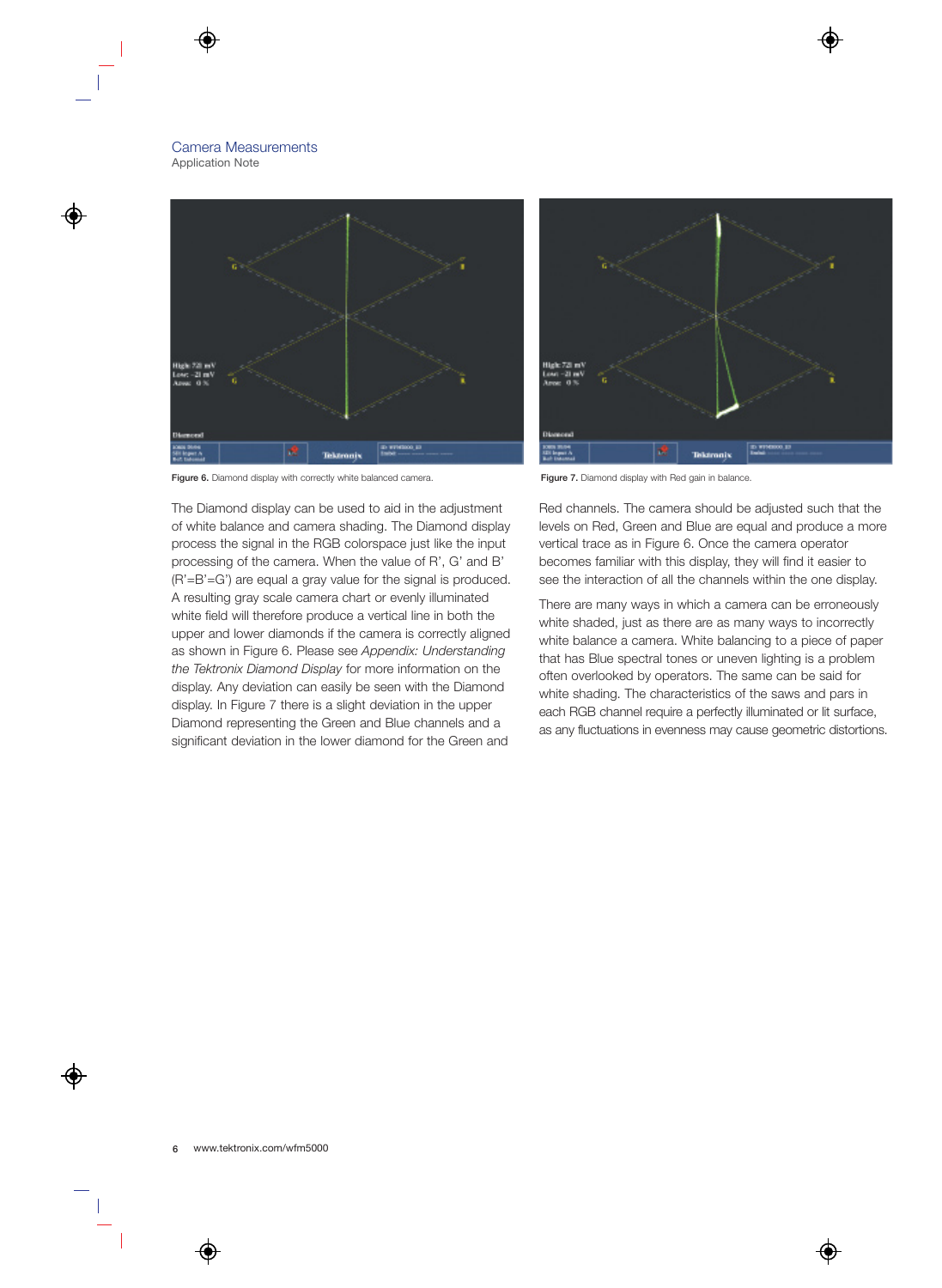Figure 6. Diamond display with correctly white balanced camera.

Figure 7. Diamond display with Red gain in balance.

The Diamond display can be used to aid in the adjustment of white balance and camera shading. The Diamond display process the signal in the RGB colorspace just like the input processing of the camera. When the value of R', G' and B' (R'=B'=G') are equal a gray value for the signal is produced. A resulting gray scale camera chart or evenly illuminated white field will therefore produce a vertical line in both the upper and lower diamonds if the camera is correctly aligned as shown in Figure 6. Please see *Appendix: Understanding the Tektronix Diamond Display* for more information on the display. Any deviation can easily be seen with the Diamond display. In Figure 7 there is a slight deviation in the upper Diamond representing the Green and Blue channels and a significant deviation in the lower diamond for the Green and Red channels. The camera should be adjusted such that the levels on Red, Green and Blue are equal and produce a more vertical trace as in Figure 6. Once the camera operator becomes familiar with this display, they will find it easier to see the interaction of all the channels within the one display.

There are many ways in which a camera can be erroneously white shaded, just as there are as many ways to incorrectly white balance a camera. White balancing to a piece of paper that has Blue spectral tones or uneven lighting is a problem often overlooked by operators. The same can be said for white shading. The characteristics of the saws and pars in each RGB channel require a perfectly illuminated or lit surface, as any fluctuations in evenness may cause geometric distortions.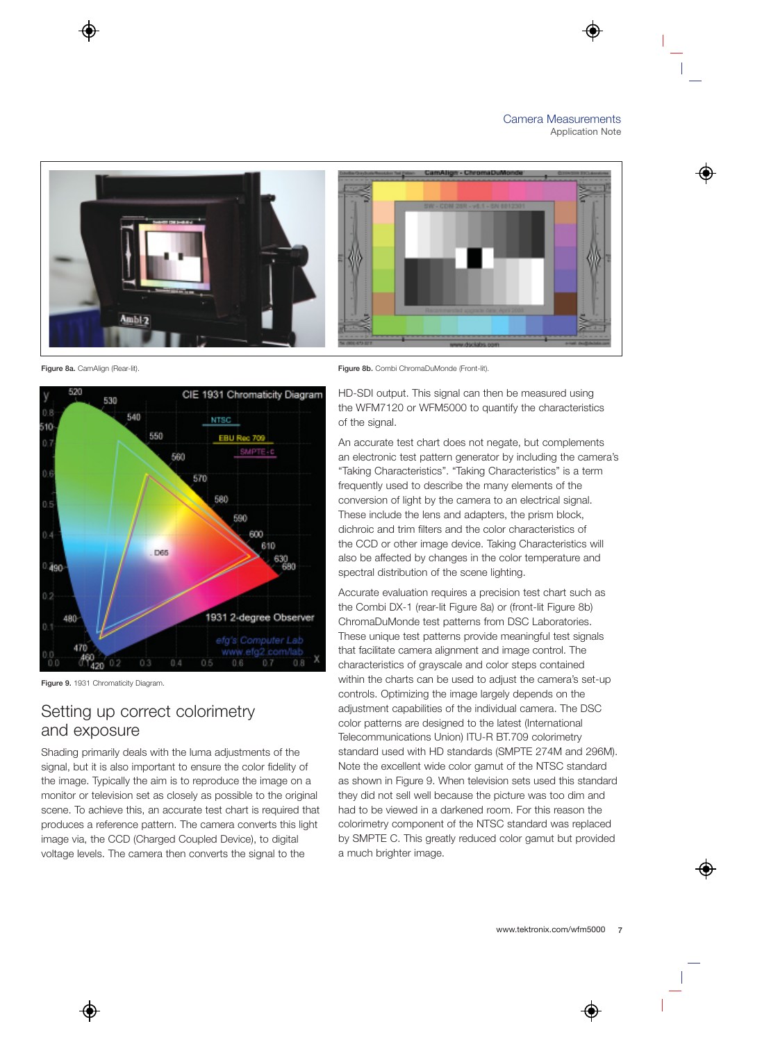Figure 8a. CamAlign (Rear-lit).

Figure 8b. Combi ChromaDuMonde (Front-lit).

Figure 9. 1931 Chromaticity Diagram.

## Setting up correct colorimetry and exposure

Shading primarily deals with the luma adjustments of the signal, but it is also important to ensure the color fidelity of the image. Typically the aim is to reproduce the image on a monitor or television set as closely as possible to the original scene. To achieve this, an accurate test chart is required that produces a reference pattern. The camera converts this light image via, the CCD (Charged Coupled Device), to digital voltage levels. The camera then converts the signal to the HD-SDI output. This signal can then be measured using the WFM7120 or WFM5000 to quantify the characteristics of the signal.

An accurate test chart does not negate, but complements an electronic test pattern generator by including the camera's "Taking Characteristics". "Taking Characteristics" is a term frequently used to describe the many elements of the conversion of light by the camera to an electrical signal. These include the lens and adapters, the prism block, dichroic and trim filters and the color characteristics of the CCD or other image device. Taking Characteristics will also be affected by changes in the color temperature and spectral distribution of the scene lighting.

Accurate evaluation requires a precision test chart such as the Combi DX-1 (rear-lit Figure 8a) or (front-lit Figure 8b) ChromaDuMonde test patterns from DSC Laboratories. These unique test patterns provide meaningful test signals that facilitate camera alignment and image control. The characteristics of grayscale and color steps contained within the charts can be used to adjust the camera's set-up controls. Optimizing the image largely depends on the adjustment capabilities of the individual camera. The DSC color patterns are designed to the latest (International Telecommunications Union) ITU-R BT.709 colorimetry standard used with HD standards (SMPTE 274M and 296M). Note the excellent wide color gamut of the NTSC standard as shown in Figure 9. When television sets used this standard they did not sell well because the picture was too dim and had to be viewed in a darkened room. For this reason the colorimetry component of the NTSC standard was replaced by SMPTE C. This greatly reduced color gamut but provided a much brighter image.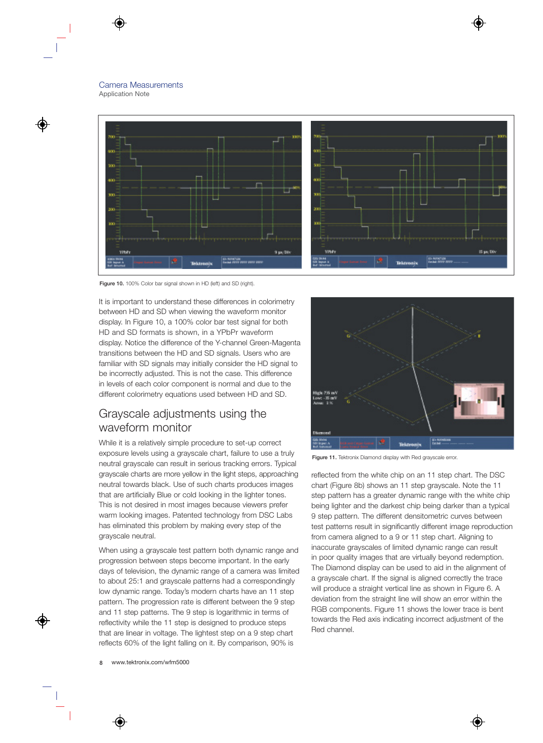Figure 10. 100% Color bar signal shown in HD (left) and SD (right).

It is important to understand these differences in colorimetry between HD and SD when viewing the waveform monitor display. In Figure 10, a 100% color bar test signal for both HD and SD formats is shown, in a YPbPr waveform display. Notice the difference of the Y-channel Green-Magenta transitions between the HD and SD signals. Users who are familiar with SD signals may initially consider the HD signal to be incorrectly adjusted. This is not the case. This difference in levels of each color component is normal and due to the different colorimetry equations used between HD and SD.

## Grayscale adjustments using the waveform monitor

While it is a relatively simple procedure to set-up correct exposure levels using a grayscale chart, failure to use a truly neutral grayscale can result in serious tracking errors. Typical grayscale charts are more yellow in the light steps, approaching neutral towards black. Use of such charts produces images that are artificially Blue or cold looking in the lighter tones. This is not desired in most images because viewers prefer warm looking images. Patented technology from DSC Labs has eliminated this problem by making every step of the grayscale neutral.

When using a grayscale test pattern both dynamic range and progression between steps become important. In the early days of television, the dynamic range of a camera was limited to about 25:1 and grayscale patterns had a correspondingly low dynamic range. Today's modern charts have an 11 step pattern. The progression rate is different between the 9 step and 11 step patterns. The 9 step is logarithmic in terms of reflectivity while the 11 step is designed to produce steps that are linear in voltage. The lightest step on a 9 step chart reflects 60% of the light falling on it. By comparison, 90% is reflected from the white chip on an 11 step chart. The DSC chart (Figure 8b) shows an 11 step grayscale. Note the 11 step pattern has a greater dynamic range with the white chip being lighter and the darkest chip being darker than a typical 9 step pattern. The different densitometric curves between test patterns result in significantly different image reproduction from camera aligned to a 9 or 11 step chart. Aligning to inaccurate grayscales of limited dynamic range can result in poor quality images that are virtually beyond redemption. The Diamond display can be used to aid in the alignment of a grayscale chart. If the signal is aligned correctly the trace will produce a straight vertical line as shown in Figure 6. A deviation from the straight line will show an error within the RGB components. Figure 11 shows the lower trace is bent towards the Red axis indicating incorrect adjustment of the Red channel.

Figure 11. Tektronix Diamond display with Red grayscale error.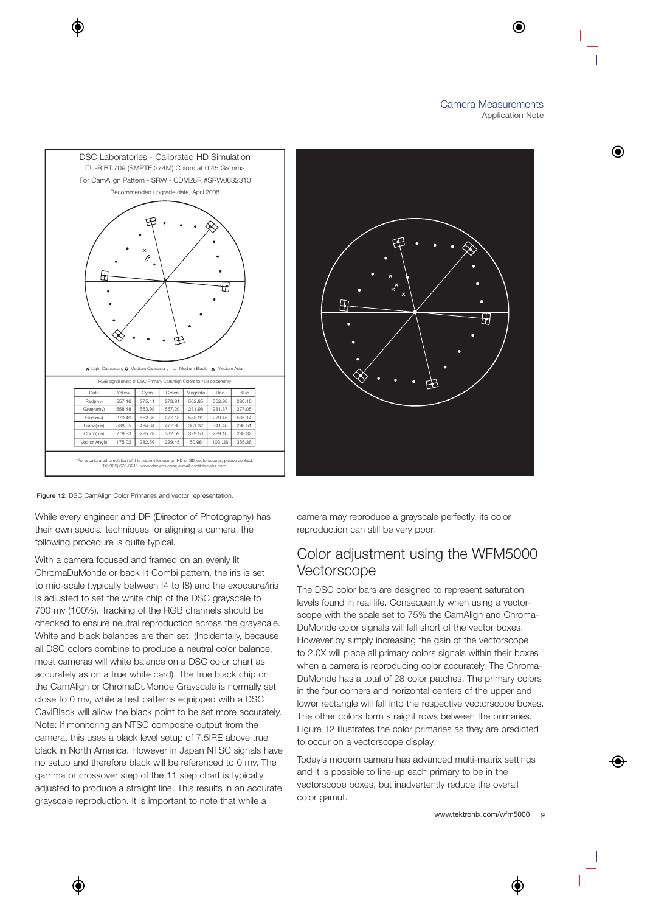DSC Laboratories - Calibrated HD Simulation

ITU-R BT.709 (SMPTE 274M) Colors at 0.45 Gamma

For CamAlign Pattern - SRW - CDM28R #SRW0632310

Recommended upgrade date, April 2008

× Light Caucasian, ○ Medium Caucasian, + Medium Black, △ Medium Asian

RGB signal levels of DSC Primary CamAlign Colors to 709 colorimetry

| Data | Yellow | Cyan | Green | Magenta | Red | Blue |
|---|---|---|---|---|---|---|
| Red(mv) | 557.16 | 275.41 | 278.81 | 562.85 | 562.98 | 280.16 |
| Green(mv) | 558.48 | 553.98 | 557.20 | 281.98 | 281.87 | 277.05 |
| Blue(mv) | 279.40 | 552.35 | 277.18 | 553.91 | 279.45 | 565.14 |
| Luma(mv) | 538.05 | 494.64 | 477.80 | 361.32 | 341.46 | 298.51 |
| Chrm(mv) | 279.83 | 285.28 | 332.59 | 329.53 | 289.16 | 288.32 |
| Vector Angle | 175.02 | 282.59 | 229.45 | 50.96 | 103..36 | 355.36 |

*For a calibrated simulation of this pattern for use on HD or SD vectorscopes, please contact: Tel (905) 673-3211; www.dsclabs.com; e-mail dsc@dsclabs.com

**Figure 12.** DSC CamAlign Color Primaries and vector representation.

While every engineer and DP (Director of Photography) has their own special techniques for aligning a camera, the following procedure is quite typical.

With a camera focused and framed on an evenly lit ChromaDuMonde or back lit Combi pattern, the iris is set to mid-scale (typically between f4 to f8) and the exposure/iris is adjusted to set the white chip of the DSC grayscale to 700 mv (100%). Tracking of the RGB channels should be checked to ensure neutral reproduction across the grayscale. White and black balances are then set. (Incidentally, because all DSC colors combine to produce a neutral color balance, most cameras will white balance on a DSC color chart as accurately as on a true white card). The true black chip on the CamAlign or ChromaDuMonde Grayscale is normally set close to 0 mv, while a test patterns equipped with a DSC CaviBlack will allow the black point to be set more accurately. Note: If monitoring an NTSC composite output from the camera, this uses a black level setup of 7.5IRE above true black in North America. However in Japan NTSC signals have no setup and therefore black will be referenced to 0 mv. The gamma or crossover step of the 11 step chart is typically adjusted to produce a straight line. This results in an accurate grayscale reproduction. It is important to note that while a camera may reproduce a grayscale perfectly, its color reproduction can still be very poor.

## Color adjustment using the WFM5000 Vectorscope

The DSC color bars are designed to represent saturation levels found in real life. Consequently when using a vectorscope with the scale set to 75% the CamAlign and ChromaDuMonde color signals will fall short of the vector boxes. However by simply increasing the gain of the vectorscope to 2.0X will place all primary colors signals within their boxes when a camera is reproducing color accurately. The ChromaDuMonde has a total of 28 color patches. The primary colors in the four corners and horizontal centers of the upper and lower rectangle will fall into the respective vectorscope boxes. The other colors form straight rows between the primaries. Figure 12 illustrates the color primaries as they are predicted to occur on a vectorscope display.

Today's modern camera has advanced multi-matrix settings and it is possible to line-up each primary to be in the vectorscope boxes, but inadvertently reduce the overall color gamut.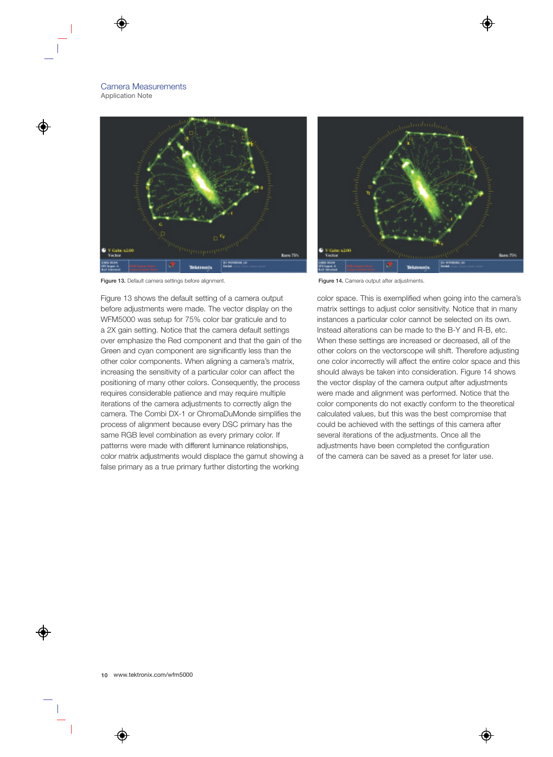Figure 13. Default camera settings before alignment.

Figure 14. Camera output after adjustments.

Figure 13 shows the default setting of a camera output before adjustments were made. The vector display on the WFM5000 was setup for 75% color bar graticule and to a 2X gain setting. Notice that the camera default settings over emphasize the Red component and that the gain of the Green and cyan component are significantly less than the other color components. When aligning a camera's matrix, increasing the sensitivity of a particular color can affect the positioning of many other colors. Consequently, the process requires considerable patience and may require multiple iterations of the camera adjustments to correctly align the camera. The Combi DX-1 or ChromaDuMonde simplifies the process of alignment because every DSC primary has the same RGB level combination as every primary color. If patterns were made with different luminance relationships, color matrix adjustments would displace the gamut showing a false primary as a true primary further distorting the working color space. This is exemplified when going into the camera's matrix settings to adjust color sensitivity. Notice that in many instances a particular color cannot be selected on its own. Instead alterations can be made to the B-Y and R-B, etc. When these settings are increased or decreased, all of the other colors on the vectorscope will shift. Therefore adjusting one color incorrectly will affect the entire color space and this should always be taken into consideration. Figure 14 shows the vector display of the camera output after adjustments were made and alignment was performed. Notice that the color components do not exactly conform to the theoretical calculated values, but this was the best compromise that could be achieved with the settings of this camera after several iterations of the adjustments. Once all the adjustments have been completed the configuration of the camera can be saved as a preset for later use.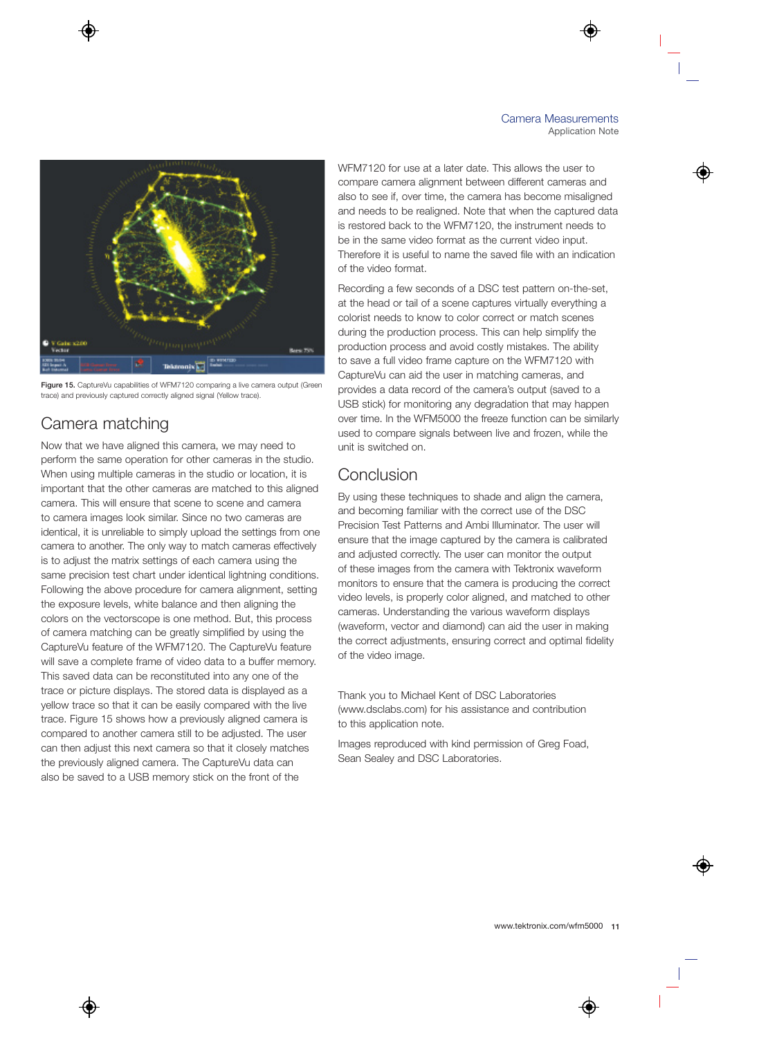Figure 15. CaptureVu capabilities of WFM7120 comparing a live camera output (Green trace) and previously captured correctly aligned signal (Yellow trace).

## Camera matching

Now that we have aligned this camera, we may need to perform the same operation for other cameras in the studio. When using multiple cameras in the studio or location, it is important that the other cameras are matched to this aligned camera. This will ensure that scene to scene and camera to camera images look similar. Since no two cameras are identical, it is unreliable to simply upload the settings from one camera to another. The only way to match cameras effectively is to adjust the matrix settings of each camera using the same precision test chart under identical lightning conditions. Following the above procedure for camera alignment, setting the exposure levels, white balance and then aligning the colors on the vectorscope is one method. But, this process of camera matching can be greatly simplified by using the CaptureVu feature of the WFM7120. The CaptureVu feature will save a complete frame of video data to a buffer memory. This saved data can be reconstituted into any one of the trace or picture displays. The stored data is displayed as a yellow trace so that it can be easily compared with the live trace. Figure 15 shows how a previously aligned camera is compared to another camera still to be adjusted. The user can then adjust this next camera so that it closely matches the previously aligned camera. The CaptureVu data can also be saved to a USB memory stick on the front of the WFM7120 for use at a later date. This allows the user to compare camera alignment between different cameras and also to see if, over time, the camera has become misaligned and needs to be realigned. Note that when the captured data is restored back to the WFM7120, the instrument needs to be in the same video format as the current video input. Therefore it is useful to name the saved file with an indication of the video format.

Recording a few seconds of a DSC test pattern on-the-set, at the head or tail of a scene captures virtually everything a colorist needs to know to color correct or match scenes during the production process. This can help simplify the production process and avoid costly mistakes. The ability to save a full video frame capture on the WFM7120 with CaptureVu can aid the user in matching cameras, and provides a data record of the camera's output (saved to a USB stick) for monitoring any degradation that may happen over time. In the WFM5000 the freeze function can be similarly used to compare signals between live and frozen, while the unit is switched on.

## Conclusion

By using these techniques to shade and align the camera, and becoming familiar with the correct use of the DSC Precision Test Patterns and Ambi Illuminator. The user will ensure that the image captured by the camera is calibrated and adjusted correctly. The user can monitor the output of these images from the camera with Tektronix waveform monitors to ensure that the camera is producing the correct video levels, is properly color aligned, and matched to other cameras. Understanding the various waveform displays (waveform, vector and diamond) can aid the user in making the correct adjustments, ensuring correct and optimal fidelity of the video image.

Thank you to Michael Kent of DSC Laboratories (www.dsclabs.com) for his assistance and contribution to this application note.

Images reproduced with kind permission of Greg Foad, Sean Sealey and DSC Laboratories.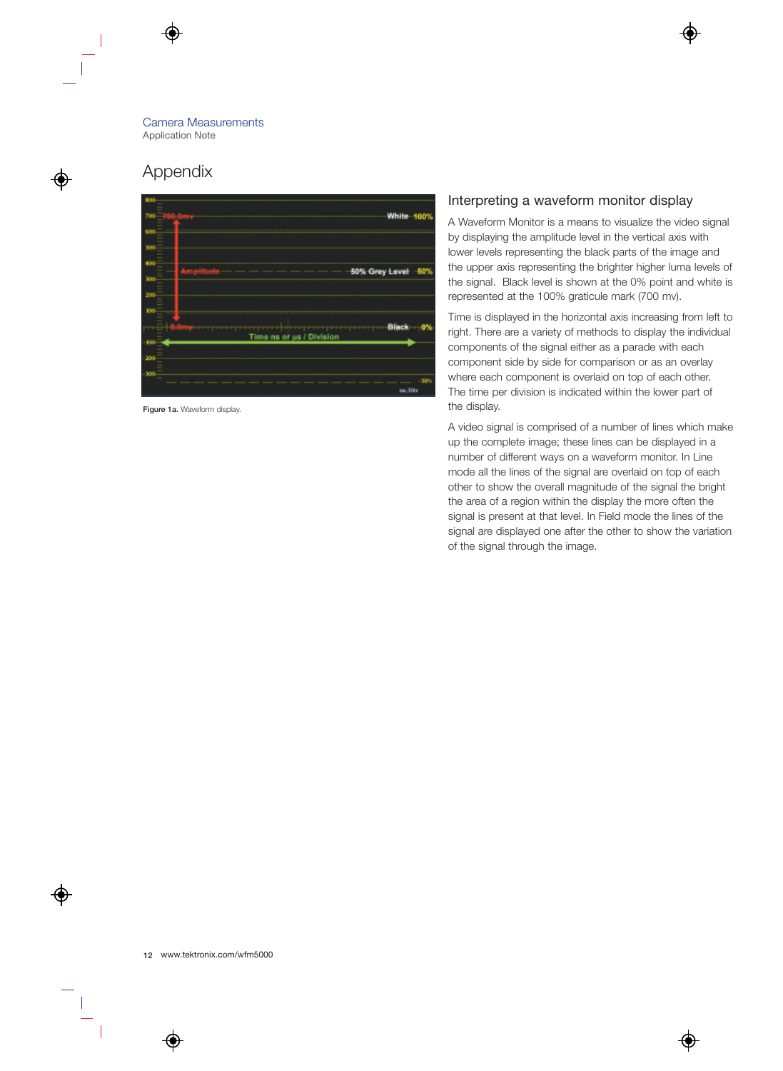# Appendix

## Interpreting a waveform monitor display

A Waveform Monitor is a means to visualize the video signal by displaying the amplitude level in the vertical axis with lower levels representing the black parts of the image and the upper axis representing the brighter higher luma levels of the signal. Black level is shown at the 0% point and white is represented at the 100% graticule mark (700 mv).

Time is displayed in the horizontal axis increasing from left to right. There are a variety of methods to display the individual components of the signal either as a parade with each component side by side for comparison or as an overlay where each component is overlaid on top of each other. The time per division is indicated within the lower part of the display.

A video signal is comprised of a number of lines which make up the complete image; these lines can be displayed in a number of different ways on a waveform monitor. In Line mode all the lines of the signal are overlaid on top of each other to show the overall magnitude of the signal the bright the area of a region within the display the more often the signal is present at that level. In Field mode the lines of the signal are displayed one after the other to show the variation of the signal through the image.

**Figure 1a.** Waveform display.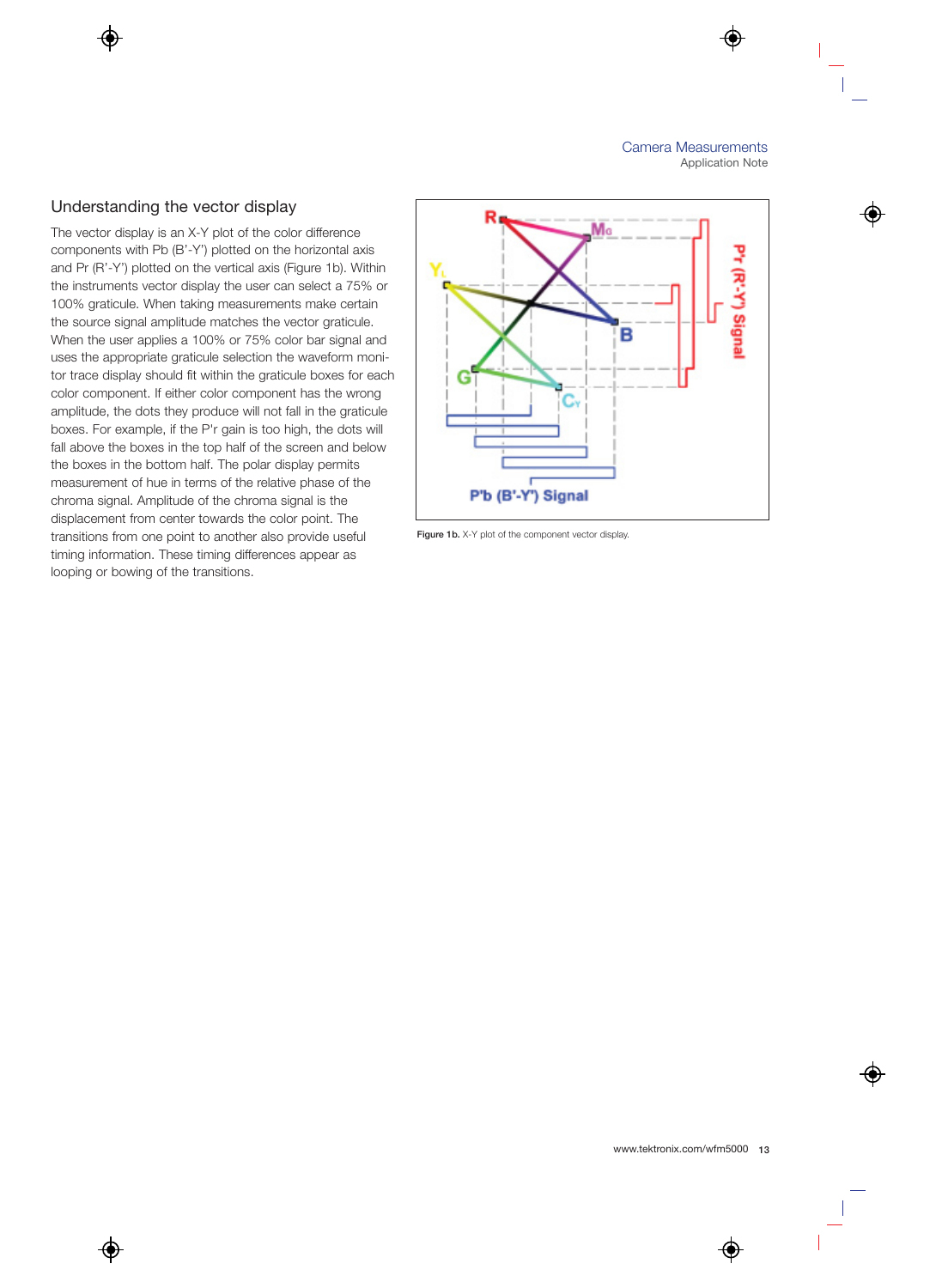## Understanding the vector display

The vector display is an X-Y plot of the color difference components with Pb (B'-Y') plotted on the horizontal axis and Pr (R'-Y') plotted on the vertical axis (Figure 1b). Within the instruments vector display the user can select a 75% or 100% graticule. When taking measurements make certain the source signal amplitude matches the vector graticule. When the user applies a 100% or 75% color bar signal and uses the appropriate graticule selection the waveform monitor trace display should fit within the graticule boxes for each color component. If either color component has the wrong amplitude, the dots they produce will not fall in the graticule boxes. For example, if the P'r gain is too high, the dots will fall above the boxes in the top half of the screen and below the boxes in the bottom half. The polar display permits measurement of hue in terms of the relative phase of the chroma signal. Amplitude of the chroma signal is the displacement from center towards the color point. The transitions from one point to another also provide useful timing information. These timing differences appear as looping or bowing of the transitions.

**Figure 1b.** X-Y plot of the component vector display.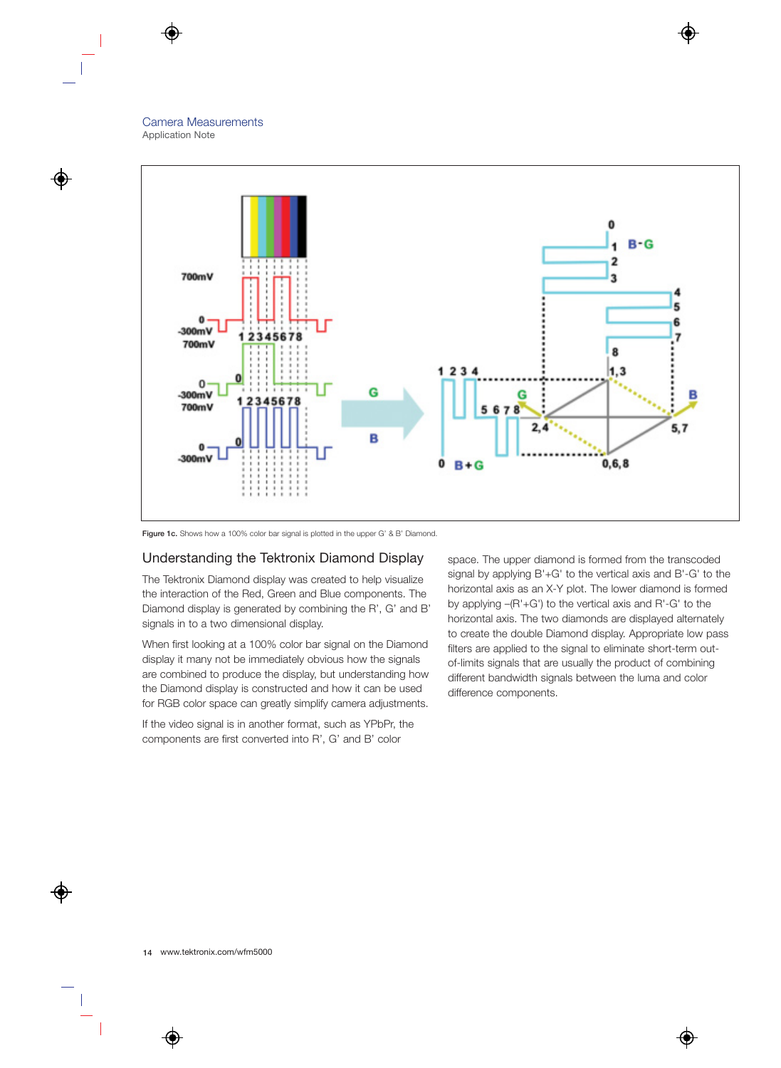Figure 1c. Shows how a 100% color bar signal is plotted in the upper G' & B' Diamond.

## Understanding the Tektronix Diamond Display

The Tektronix Diamond display was created to help visualize the interaction of the Red, Green and Blue components. The Diamond display is generated by combining the R', G' and B' signals in to a two dimensional display.

When first looking at a 100% color bar signal on the Diamond display it many not be immediately obvious how the signals are combined to produce the display, but understanding how the Diamond display is constructed and how it can be used for RGB color space can greatly simplify camera adjustments.

If the video signal is in another format, such as YPbPr, the components are first converted into R', G' and B' color space. The upper diamond is formed from the transcoded signal by applying B'+G' to the vertical axis and B'-G' to the horizontal axis as an X-Y plot. The lower diamond is formed by applying –(R'+G') to the vertical axis and R'-G' to the horizontal axis. The two diamonds are displayed alternately to create the double Diamond display. Appropriate low pass filters are applied to the signal to eliminate short-term out-of-limits signals that are usually the product of combining different bandwidth signals between the luma and color difference components.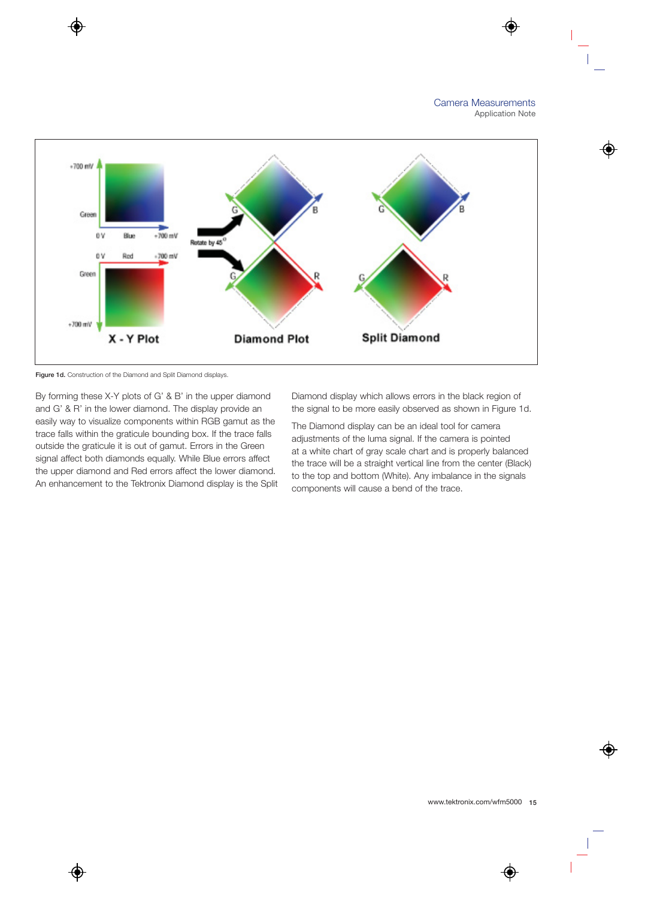Figure 1d. Construction of the Diamond and Split Diamond displays.

By forming these X-Y plots of G' & B' in the upper diamond and G' & R' in the lower diamond. The display provide an easily way to visualize components within RGB gamut as the trace falls within the graticule bounding box. If the trace falls outside the graticule it is out of gamut. Errors in the Green signal affect both diamonds equally. While Blue errors affect the upper diamond and Red errors affect the lower diamond. An enhancement to the Tektronix Diamond display is the Split Diamond display which allows errors in the black region of the signal to be more easily observed as shown in Figure 1d.

The Diamond display can be an ideal tool for camera adjustments of the luma signal. If the camera is pointed at a white chart of gray scale chart and is properly balanced the trace will be a straight vertical line from the center (Black) to the top and bottom (White). Any imbalance in the signals components will cause a bend of the trace.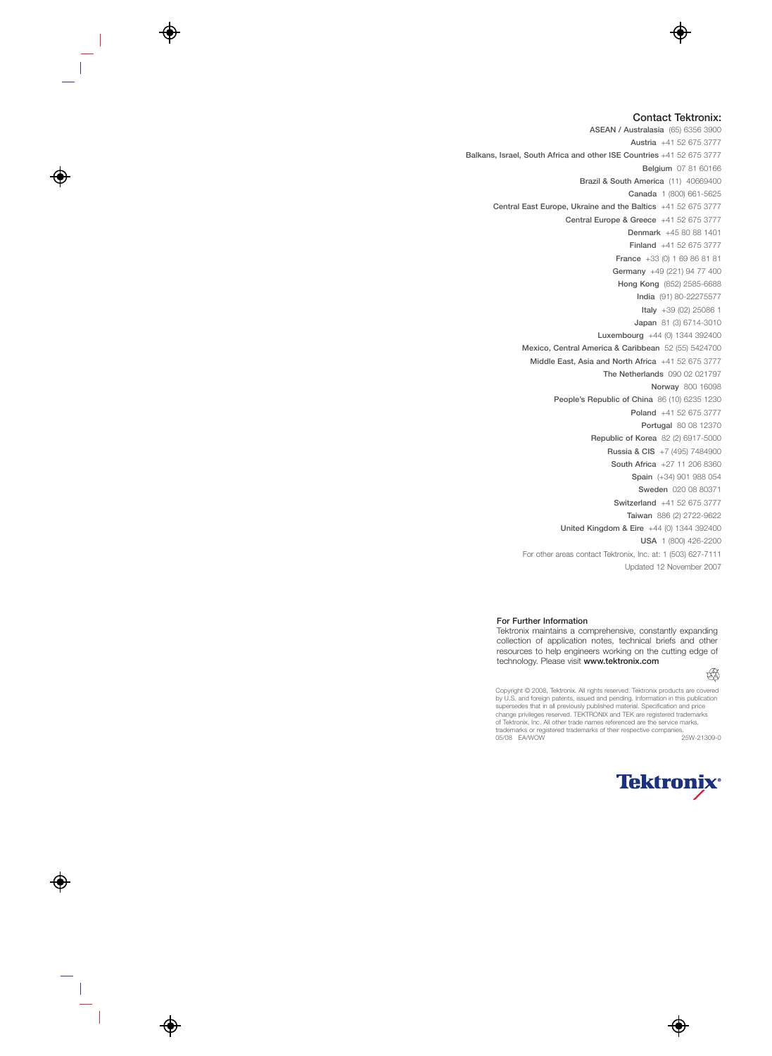## Contact Tektronix:

**ASEAN / Australasia** (65) 6356 3900
**Austria** +41 52 675 3777
**Balkans, Israel, South Africa and other ISE Countries** +41 52 675 3777
**Belgium** 07 81 60166
**Brazil & South America** (11) 40669400
**Canada** 1 (800) 661-5625
**Central East Europe, Ukraine and the Baltics** +41 52 675 3777
**Central Europe & Greece** +41 52 675 3777
**Denmark** +45 80 88 1401
**Finland** +41 52 675 3777
**France** +33 (0) 1 69 86 81 81
**Germany** +49 (221) 94 77 400
**Hong Kong** (852) 2585-6688
**India** (91) 80-22275577
**Italy** +39 (02) 25086 1
**Japan** 81 (3) 6714-3010
**Luxembourg** +44 (0) 1344 392400
**Mexico, Central America & Caribbean** 52 (55) 5424700
**Middle East, Asia and North Africa** +41 52 675 3777
**The Netherlands** 090 02 021797
**Norway** 800 16098
**People's Republic of China** 86 (10) 6235 1230
**Poland** +41 52 675 3777
**Portugal** 80 08 12370
**Republic of Korea** 82 (2) 6917-5000
**Russia & CIS** +7 (495) 7484900
**South Africa** +27 11 206 8360
**Spain** (+34) 901 988 054
**Sweden** 020 08 80371
**Switzerland** +41 52 675 3777
**Taiwan** 886 (2) 2722-9622
**United Kingdom & Eire** +44 (0) 1344 392400
**USA** 1 (800) 426-2200

For other areas contact Tektronix, Inc. at: 1 (503) 627-7111

Updated 12 November 2007

**For Further Information**

Tektronix maintains a comprehensive, constantly expanding collection of application notes, technical briefs and other resources to help engineers working on the cutting edge of technology. Please visit **www.tektronix.com**

Copyright © 2008, Tektronix. All rights reserved. Tektronix products are covered by U.S. and foreign patents, issued and pending. Information in this publication supersedes that in all previously published material. Specification and price change privileges reserved. TEKTRONIX and TEK are registered trademarks of Tektronix, Inc. All other trade names referenced are the service marks, trademarks or registered trademarks of their respective companies.

05/08 EA/WOW 25W-21309-0

Tektronix